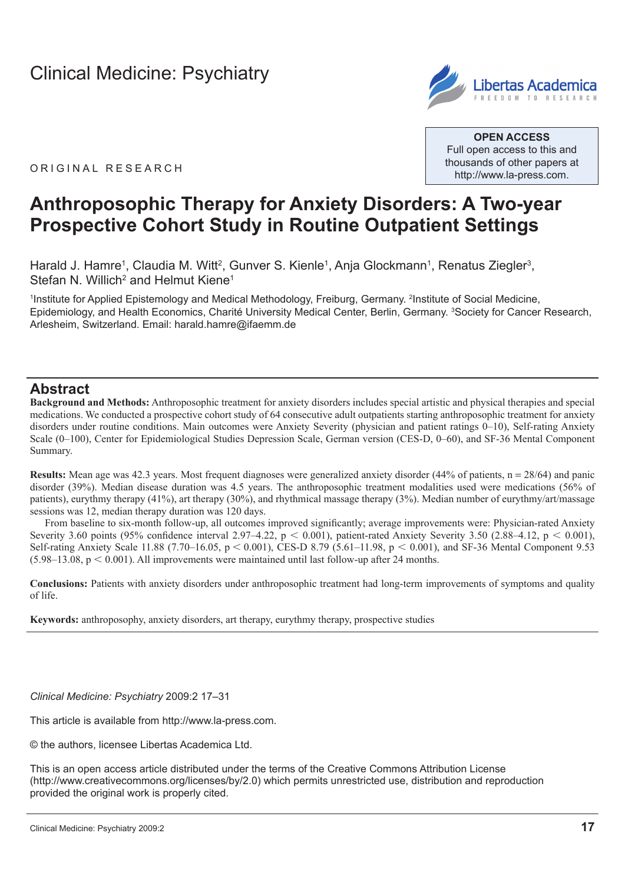Clinical Medicine: Psychiatry

OPEN ACCESS
Full open access to this and thousands of other papers at http://www.la-press.com.

ORIGINAL RESEARCH

# Anthroposophic Therapy for Anxiety Disorders: A Two-year Prospective Cohort Study in Routine Outpatient Settings

Harald J. Hamre[1], Claudia M. Witt[2], Gunver S. Kienle[1], Anja Glockmann[1], Renatus Ziegler[3], Stefan N. Willich[2] and Helmut Kiene[1]

[1]Institute for Applied Epistemology and Medical Methodology, Freiburg, Germany. [2]Institute of Social Medicine, Epidemiology, and Health Economics, Charité University Medical Center, Berlin, Germany. [3]Society for Cancer Research, Arlesheim, Switzerland. Email: harald.hamre@ifaemm.de

## Abstract

**Background and Methods:** Anthroposophic treatment for anxiety disorders includes special artistic and physical therapies and special medications. We conducted a prospective cohort study of 64 consecutive adult outpatients starting anthroposophic treatment for anxiety disorders under routine conditions. Main outcomes were Anxiety Severity (physician and patient ratings 0–10), Self-rating Anxiety Scale (0–100), Center for Epidemiological Studies Depression Scale, German version (CES-D, 0–60), and SF-36 Mental Component Summary.

**Results:** Mean age was 42.3 years. Most frequent diagnoses were generalized anxiety disorder (44% of patients, n = 28/64) and panic disorder (39%). Median disease duration was 4.5 years. The anthroposophic treatment modalities used were medications (56% of patients), eurythmy therapy (41%), art therapy (30%), and rhythmical massage therapy (3%). Median number of eurythmy/art/massage sessions was 12, median therapy duration was 120 days.

From baseline to six-month follow-up, all outcomes improved significantly; average improvements were: Physician-rated Anxiety Severity 3.60 points (95% confidence interval 2.97–4.22, $p < 0.001$), patient-rated Anxiety Severity 3.50 (2.88–4.12, $p < 0.001$), Self-rating Anxiety Scale 11.88 (7.70–16.05, $p < 0.001$), CES-D 8.79 (5.61–11.98, $p < 0.001$), and SF-36 Mental Component 9.53 (5.98–13.08, $p < 0.001$). All improvements were maintained until last follow-up after 24 months.

**Conclusions:** Patients with anxiety disorders under anthroposophic treatment had long-term improvements of symptoms and quality of life.

**Keywords:** anthroposophy, anxiety disorders, art therapy, eurythmy therapy, prospective studies

*Clinical Medicine: Psychiatry* 2009:2 17–31

This article is available from http://www.la-press.com.

© the authors, licensee Libertas Academica Ltd.

This is an open access article distributed under the terms of the Creative Commons Attribution License (http://www.creativecommons.org/licenses/by/2.0) which permits unrestricted use, distribution and reproduction provided the original work is properly cited.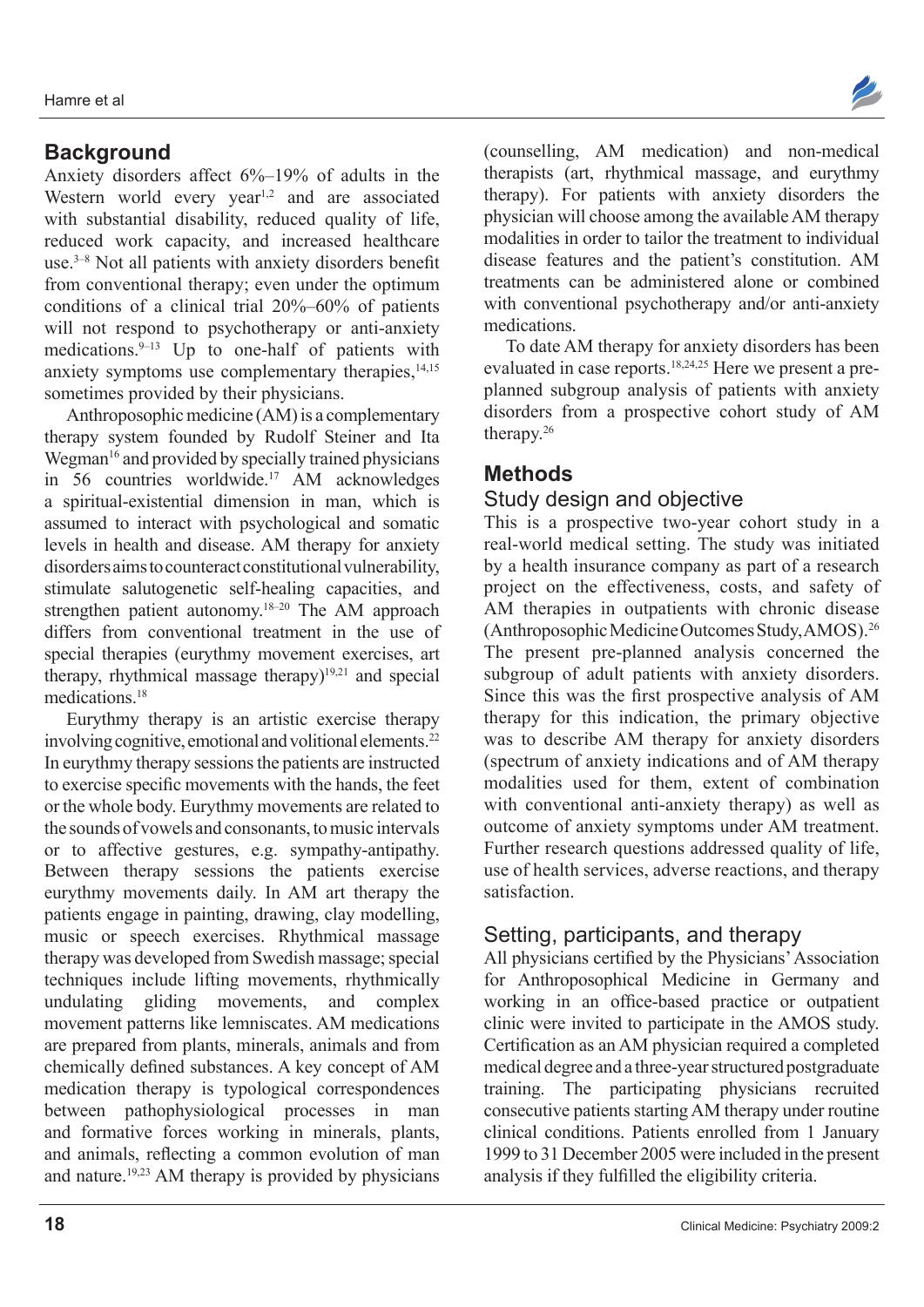## Background

Anxiety disorders affect 6%–19% of adults in the Western world every year[1,2] and are associated with substantial disability, reduced quality of life, reduced work capacity, and increased healthcare use.[3–8] Not all patients with anxiety disorders benefit from conventional therapy; even under the optimum conditions of a clinical trial 20%–60% of patients will not respond to psychotherapy or anti-anxiety medications.[9–13] Up to one-half of patients with anxiety symptoms use complementary therapies,[14,15] sometimes provided by their physicians.

Anthroposophic medicine (AM) is a complementary therapy system founded by Rudolf Steiner and Ita Wegman[16] and provided by specially trained physicians in 56 countries worldwide.[17] AM acknowledges a spiritual-existential dimension in man, which is assumed to interact with psychological and somatic levels in health and disease. AM therapy for anxiety disorders aims to counteract constitutional vulnerability, stimulate salutogenetic self-healing capacities, and strengthen patient autonomy.[18–20] The AM approach differs from conventional treatment in the use of special therapies (eurythmy movement exercises, art therapy, rhythmical massage therapy)[19,21] and special medications.[18]

Eurythmy therapy is an artistic exercise therapy involving cognitive, emotional and volitional elements.[22] In eurythmy therapy sessions the patients are instructed to exercise specific movements with the hands, the feet or the whole body. Eurythmy movements are related to the sounds of vowels and consonants, to music intervals or to affective gestures, e.g. sympathy-antipathy. Between therapy sessions the patients exercise eurythmy movements daily. In AM art therapy the patients engage in painting, drawing, clay modelling, music or speech exercises. Rhythmical massage therapy was developed from Swedish massage; special techniques include lifting movements, rhythmically undulating gliding movements, and complex movement patterns like lemniscates. AM medications are prepared from plants, minerals, animals and from chemically defined substances. A key concept of AM medication therapy is typological correspondences between pathophysiological processes in man and formative forces working in minerals, plants, and animals, reflecting a common evolution of man and nature.[19,23] AM therapy is provided by physicians (counselling, AM medication) and non-medical therapists (art, rhythmical massage, and eurythmy therapy). For patients with anxiety disorders the physician will choose among the available AM therapy modalities in order to tailor the treatment to individual disease features and the patient's constitution. AM treatments can be administered alone or combined with conventional psychotherapy and/or anti-anxiety medications.

To date AM therapy for anxiety disorders has been evaluated in case reports.[18,24,25] Here we present a pre-planned subgroup analysis of patients with anxiety disorders from a prospective cohort study of AM therapy.[26]

## Methods

### Study design and objective

This is a prospective two-year cohort study in a real-world medical setting. The study was initiated by a health insurance company as part of a research project on the effectiveness, costs, and safety of AM therapies in outpatients with chronic disease (Anthroposophic Medicine Outcomes Study, AMOS).[26] The present pre-planned analysis concerned the subgroup of adult patients with anxiety disorders. Since this was the first prospective analysis of AM therapy for this indication, the primary objective was to describe AM therapy for anxiety disorders (spectrum of anxiety indications and of AM therapy modalities used for them, extent of combination with conventional anti-anxiety therapy) as well as outcome of anxiety symptoms under AM treatment. Further research questions addressed quality of life, use of health services, adverse reactions, and therapy satisfaction.

### Setting, participants, and therapy

All physicians certified by the Physicians' Association for Anthroposophical Medicine in Germany and working in an office-based practice or outpatient clinic were invited to participate in the AMOS study. Certification as an AM physician required a completed medical degree and a three-year structured postgraduate training. The participating physicians recruited consecutive patients starting AM therapy under routine clinical conditions. Patients enrolled from 1 January 1999 to 31 December 2005 were included in the present analysis if they fulfilled the eligibility criteria.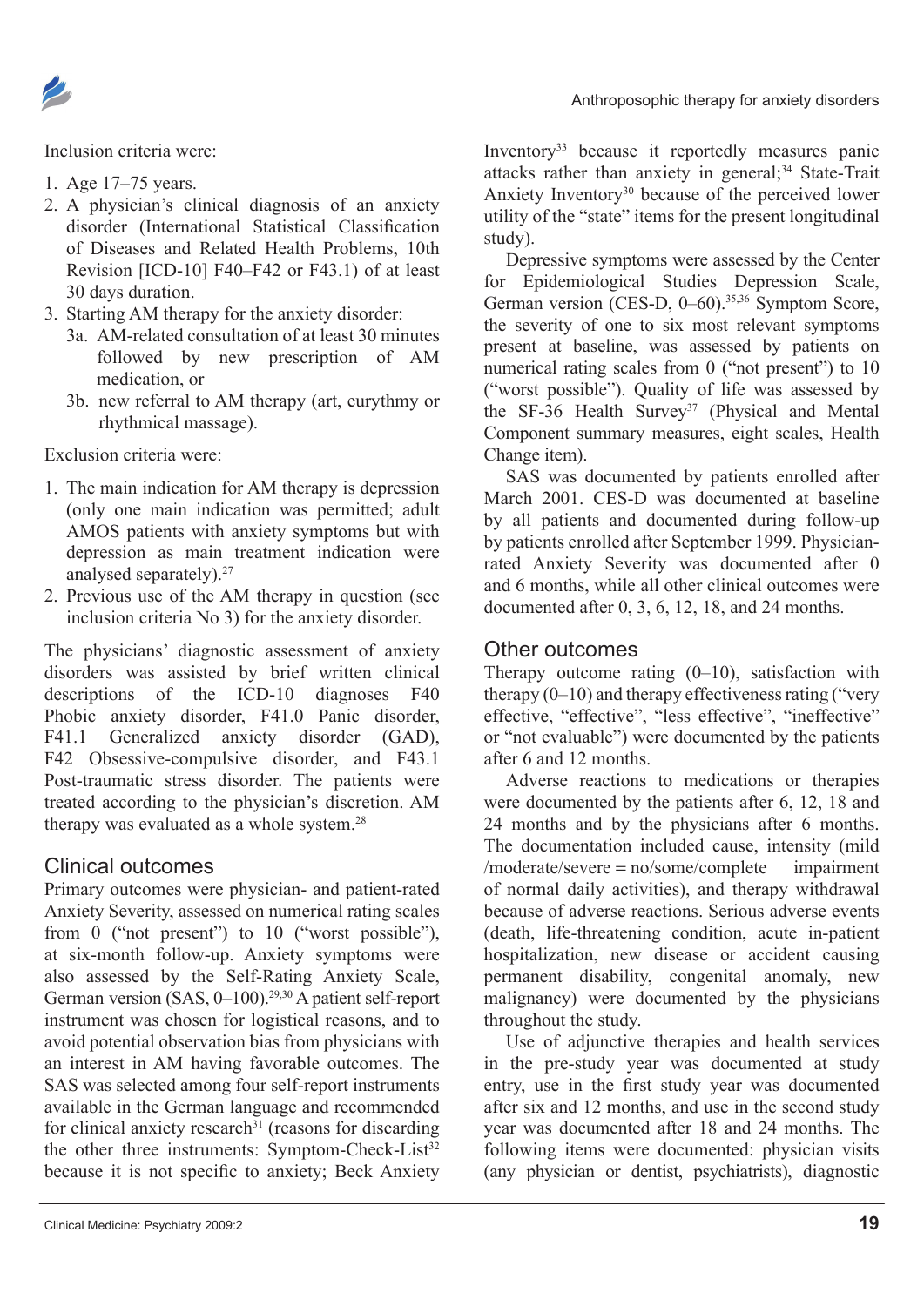Inclusion criteria were:

1. Age 17–75 years.
2. A physician's clinical diagnosis of an anxiety disorder (International Statistical Classification of Diseases and Related Health Problems, 10th Revision [ICD-10] F40–F42 or F43.1) of at least 30 days duration.
3. Starting AM therapy for the anxiety disorder:
   - 3a. AM-related consultation of at least 30 minutes followed by new prescription of AM medication, or
   - 3b. new referral to AM therapy (art, eurythmy or rhythmical massage).

Exclusion criteria were:

1. The main indication for AM therapy is depression (only one main indication was permitted; adult AMOS patients with anxiety symptoms but with depression as main treatment indication were analysed separately).[27]
2. Previous use of the AM therapy in question (see inclusion criteria No 3) for the anxiety disorder.

The physicians' diagnostic assessment of anxiety disorders was assisted by brief written clinical descriptions of the ICD-10 diagnoses F40 Phobic anxiety disorder, F41.0 Panic disorder, F41.1 Generalized anxiety disorder (GAD), F42 Obsessive-compulsive disorder, and F43.1 Post-traumatic stress disorder. The patients were treated according to the physician's discretion. AM therapy was evaluated as a whole system.[28]

## Clinical outcomes

Primary outcomes were physician- and patient-rated Anxiety Severity, assessed on numerical rating scales from 0 ("not present") to 10 ("worst possible"), at six-month follow-up. Anxiety symptoms were also assessed by the Self-Rating Anxiety Scale, German version (SAS, 0–100).[29,30] A patient self-report instrument was chosen for logistical reasons, and to avoid potential observation bias from physicians with an interest in AM having favorable outcomes. The SAS was selected among four self-report instruments available in the German language and recommended for clinical anxiety research[31] (reasons for discarding the other three instruments: Symptom-Check-List[32] because it is not specific to anxiety; Beck Anxiety Inventory[33] because it reportedly measures panic attacks rather than anxiety in general;[34] State-Trait Anxiety Inventory[30] because of the perceived lower utility of the "state" items for the present longitudinal study).

Depressive symptoms were assessed by the Center for Epidemiological Studies Depression Scale, German version (CES-D, 0–60).[35,36] Symptom Score, the severity of one to six most relevant symptoms present at baseline, was assessed by patients on numerical rating scales from 0 ("not present") to 10 ("worst possible"). Quality of life was assessed by the SF-36 Health Survey[37] (Physical and Mental Component summary measures, eight scales, Health Change item).

SAS was documented by patients enrolled after March 2001. CES-D was documented at baseline by all patients and documented during follow-up by patients enrolled after September 1999. Physician-rated Anxiety Severity was documented after 0 and 6 months, while all other clinical outcomes were documented after 0, 3, 6, 12, 18, and 24 months.

## Other outcomes

Therapy outcome rating (0–10), satisfaction with therapy (0–10) and therapy effectiveness rating ("very effective, "effective", "less effective", "ineffective" or "not evaluable") were documented by the patients after 6 and 12 months.

Adverse reactions to medications or therapies were documented by the patients after 6, 12, 18 and 24 months and by the physicians after 6 months. The documentation included cause, intensity (mild /moderate/severe = no/some/complete impairment of normal daily activities), and therapy withdrawal because of adverse reactions. Serious adverse events (death, life-threatening condition, acute in-patient hospitalization, new disease or accident causing permanent disability, congenital anomaly, new malignancy) were documented by the physicians throughout the study.

Use of adjunctive therapies and health services in the pre-study year was documented at study entry, use in the first study year was documented after six and 12 months, and use in the second study year was documented after 18 and 24 months. The following items were documented: physician visits (any physician or dentist, psychiatrists), diagnostic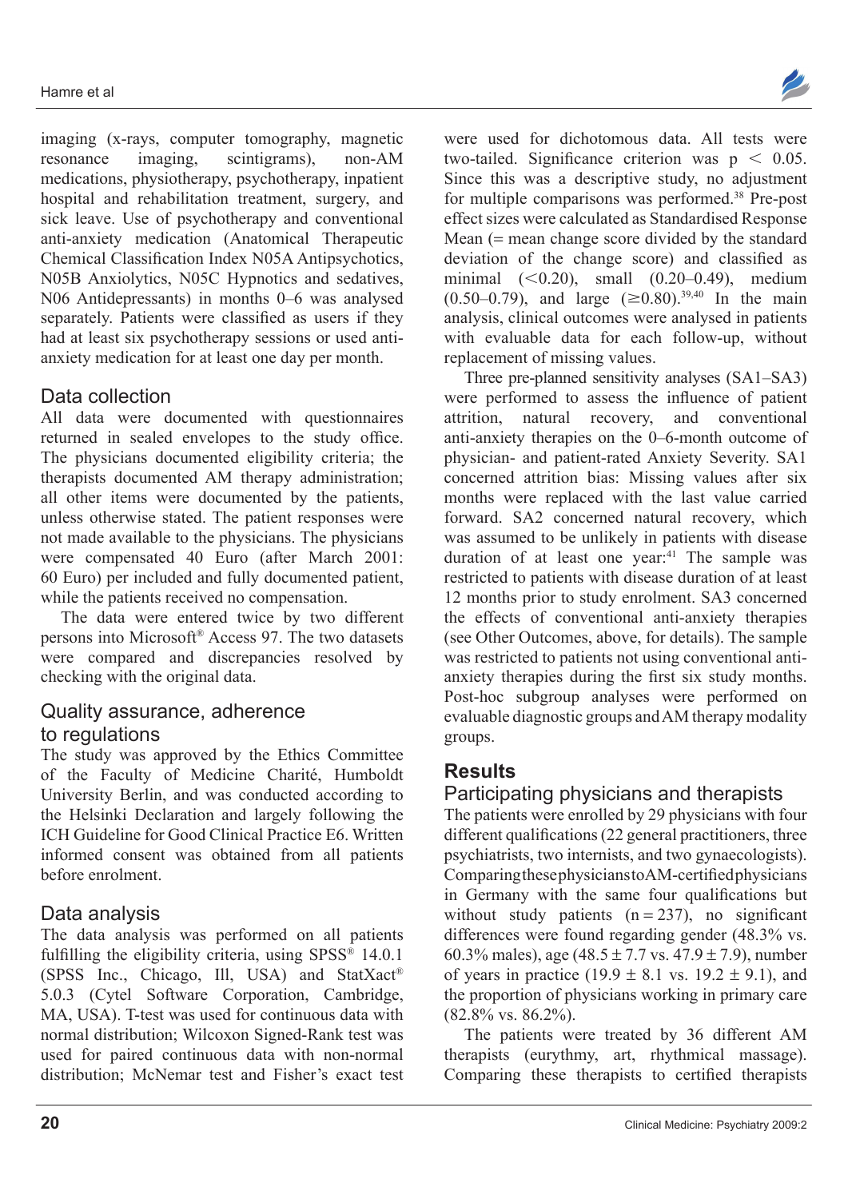imaging (x-rays, computer tomography, magnetic resonance imaging, scintigrams), non-AM medications, physiotherapy, psychotherapy, inpatient hospital and rehabilitation treatment, surgery, and sick leave. Use of psychotherapy and conventional anti-anxiety medication (Anatomical Therapeutic Chemical Classification Index N05A Antipsychotics, N05B Anxiolytics, N05C Hypnotics and sedatives, N06 Antidepressants) in months 0–6 was analysed separately. Patients were classified as users if they had at least six psychotherapy sessions or used anti-anxiety medication for at least one day per month.

## Data collection

All data were documented with questionnaires returned in sealed envelopes to the study office. The physicians documented eligibility criteria; the therapists documented AM therapy administration; all other items were documented by the patients, unless otherwise stated. The patient responses were not made available to the physicians. The physicians were compensated 40 Euro (after March 2001: 60 Euro) per included and fully documented patient, while the patients received no compensation.

The data were entered twice by two different persons into Microsoft® Access 97. The two datasets were compared and discrepancies resolved by checking with the original data.

## Quality assurance, adherence to regulations

The study was approved by the Ethics Committee of the Faculty of Medicine Charité, Humboldt University Berlin, and was conducted according to the Helsinki Declaration and largely following the ICH Guideline for Good Clinical Practice E6. Written informed consent was obtained from all patients before enrolment.

## Data analysis

The data analysis was performed on all patients fulfilling the eligibility criteria, using SPSS® 14.0.1 (SPSS Inc., Chicago, Ill, USA) and StatXact® 5.0.3 (Cytel Software Corporation, Cambridge, MA, USA). T-test was used for continuous data with normal distribution; Wilcoxon Signed-Rank test was used for paired continuous data with non-normal distribution; McNemar test and Fisher's exact test were used for dichotomous data. All tests were two-tailed. Significance criterion was $p < 0.05$. Since this was a descriptive study, no adjustment for multiple comparisons was performed.[38] Pre-post effect sizes were calculated as Standardised Response Mean (= mean change score divided by the standard deviation of the change score) and classified as minimal (<0.20), small (0.20–0.49), medium (0.50–0.79), and large (≥0.80).[39,40] In the main analysis, clinical outcomes were analysed in patients with evaluable data for each follow-up, without replacement of missing values.

Three pre-planned sensitivity analyses (SA1–SA3) were performed to assess the influence of patient attrition, natural recovery, and conventional anti-anxiety therapies on the 0–6-month outcome of physician- and patient-rated Anxiety Severity. SA1 concerned attrition bias: Missing values after six months were replaced with the last value carried forward. SA2 concerned natural recovery, which was assumed to be unlikely in patients with disease duration of at least one year:[41] The sample was restricted to patients with disease duration of at least 12 months prior to study enrolment. SA3 concerned the effects of conventional anti-anxiety therapies (see Other Outcomes, above, for details). The sample was restricted to patients not using conventional anti-anxiety therapies during the first six study months. Post-hoc subgroup analyses were performed on evaluable diagnostic groups and AM therapy modality groups.

# Results

## Participating physicians and therapists

The patients were enrolled by 29 physicians with four different qualifications (22 general practitioners, three psychiatrists, two internists, and two gynaecologists). Comparing these physicians to AM-certified physicians in Germany with the same four qualifications but without study patients (n = 237), no significant differences were found regarding gender (48.3% vs. 60.3% males), age (48.5 ± 7.7 vs. 47.9 ± 7.9), number of years in practice (19.9 ± 8.1 vs. 19.2 ± 9.1), and the proportion of physicians working in primary care (82.8% vs. 86.2%).

The patients were treated by 36 different AM therapists (eurythmy, art, rhythmical massage). Comparing these therapists to certified therapists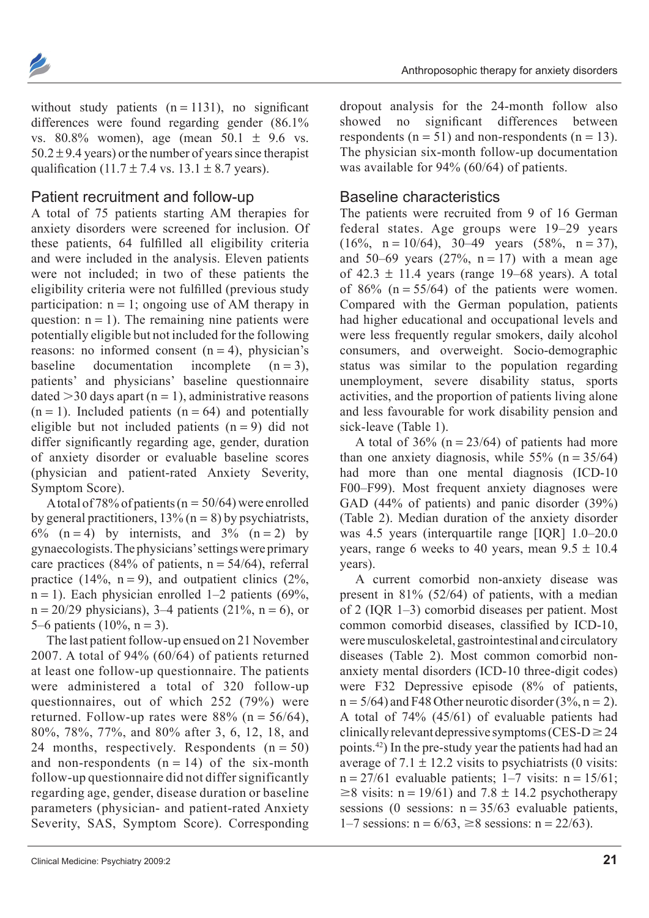without study patients (n = 1131), no significant differences were found regarding gender (86.1% vs. 80.8% women), age (mean 50.1 ± 9.6 vs. 50.2 ± 9.4 years) or the number of years since therapist qualification (11.7 ± 7.4 vs. 13.1 ± 8.7 years).

## Patient recruitment and follow-up

A total of 75 patients starting AM therapies for anxiety disorders were screened for inclusion. Of these patients, 64 fulfilled all eligibility criteria and were included in the analysis. Eleven patients were not included; in two of these patients the eligibility criteria were not fulfilled (previous study participation: n = 1; ongoing use of AM therapy in question: n = 1). The remaining nine patients were potentially eligible but not included for the following reasons: no informed consent (n = 4), physician's baseline documentation incomplete (n = 3), patients' and physicians' baseline questionnaire dated >30 days apart (n = 1), administrative reasons (n = 1). Included patients (n = 64) and potentially eligible but not included patients (n = 9) did not differ significantly regarding age, gender, duration of anxiety disorder or evaluable baseline scores (physician and patient-rated Anxiety Severity, Symptom Score).

A total of 78% of patients (n = 50/64) were enrolled by general practitioners, 13% (n = 8) by psychiatrists, 6% (n = 4) by internists, and 3% (n = 2) by gynaecologists. The physicians' settings were primary care practices (84% of patients, n = 54/64), referral practice (14%, n = 9), and outpatient clinics (2%, n = 1). Each physician enrolled 1–2 patients (69%, n = 20/29 physicians), 3–4 patients (21%, n = 6), or 5–6 patients (10%, n = 3).

The last patient follow-up ensued on 21 November 2007. A total of 94% (60/64) of patients returned at least one follow-up questionnaire. The patients were administered a total of 320 follow-up questionnaires, out of which 252 (79%) were returned. Follow-up rates were 88% (n = 56/64), 80%, 78%, 77%, and 80% after 3, 6, 12, 18, and 24 months, respectively. Respondents (n = 50) and non-respondents (n = 14) of the six-month follow-up questionnaire did not differ significantly regarding age, gender, disease duration or baseline parameters (physician- and patient-rated Anxiety Severity, SAS, Symptom Score). Corresponding dropout analysis for the 24-month follow also showed no significant differences between respondents (n = 51) and non-respondents (n = 13). The physician six-month follow-up documentation was available for 94% (60/64) of patients.

## Baseline characteristics

The patients were recruited from 9 of 16 German federal states. Age groups were 19–29 years (16%, n = 10/64), 30–49 years (58%, n = 37), and 50–69 years (27%, n = 17) with a mean age of 42.3 ± 11.4 years (range 19–68 years). A total of 86% (n = 55/64) of the patients were women. Compared with the German population, patients had higher educational and occupational levels and were less frequently regular smokers, daily alcohol consumers, and overweight. Socio-demographic status was similar to the population regarding unemployment, severe disability status, sports activities, and the proportion of patients living alone and less favourable for work disability pension and sick-leave (Table 1).

A total of 36% (n = 23/64) of patients had more than one anxiety diagnosis, while 55% (n = 35/64) had more than one mental diagnosis (ICD-10 F00–F99). Most frequent anxiety diagnoses were GAD (44% of patients) and panic disorder (39%) (Table 2). Median duration of the anxiety disorder was 4.5 years (interquartile range [IQR] 1.0–20.0 years, range 6 weeks to 40 years, mean 9.5 ± 10.4 years).

A current comorbid non-anxiety disease was present in 81% (52/64) of patients, with a median of 2 (IQR 1–3) comorbid diseases per patient. Most common comorbid diseases, classified by ICD-10, were musculoskeletal, gastrointestinal and circulatory diseases (Table 2). Most common comorbid non-anxiety mental disorders (ICD-10 three-digit codes) were F32 Depressive episode (8% of patients, n = 5/64) and F48 Other neurotic disorder (3%, n = 2). A total of 74% (45/61) of evaluable patients had clinically relevant depressive symptoms (CES-D ≥ 24 points.[42]) In the pre-study year the patients had had an average of 7.1 ± 12.2 visits to psychiatrists (0 visits: n = 27/61 evaluable patients; 1–7 visits: n = 15/61; ≥8 visits: n = 19/61) and 7.8 ± 14.2 psychotherapy sessions (0 sessions: n = 35/63 evaluable patients, 1–7 sessions: n = 6/63, ≥8 sessions: n = 22/63).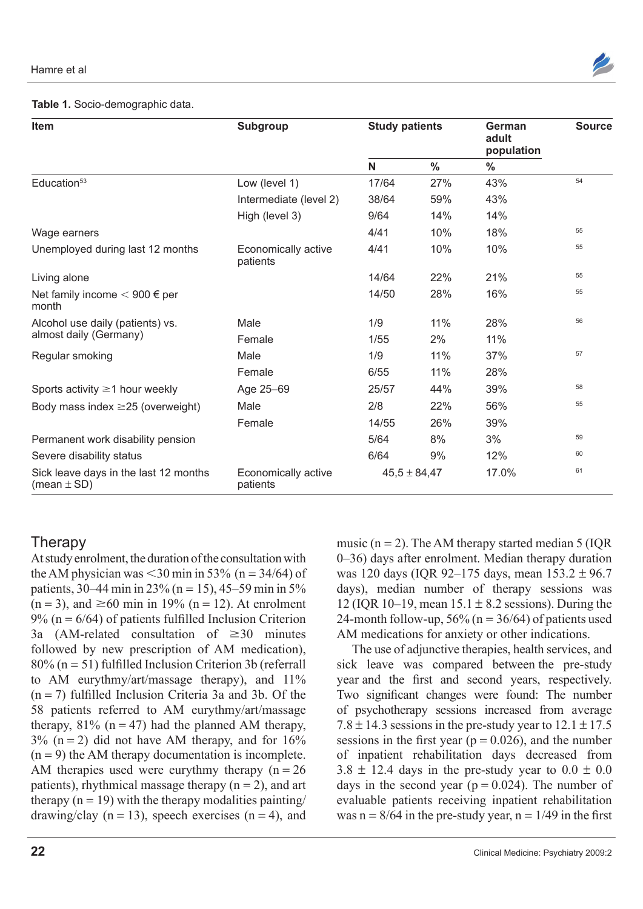**Table 1.** Socio-demographic data.

| Item | Subgroup | Study patients | | German adult population | Source |
|---|---|---|---|---|---|
| | | N | % | % | |
| Education[53] | Low (level 1) | 17/64 | 27% | 43% | 54 |
| | Intermediate (level 2) | 38/64 | 59% | 43% | |
| | High (level 3) | 9/64 | 14% | 14% | |
| Wage earners | | 4/41 | 10% | 18% | 55 |
| Unemployed during last 12 months | Economically active patients | 4/41 | 10% | 10% | 55 |
| Living alone | | 14/64 | 22% | 21% | 55 |
| Net family income < 900 € per month | | 14/50 | 28% | 16% | 55 |
| Alcohol use daily (patients) vs. almost daily (Germany) | Male | 1/9 | 11% | 28% | 56 |
| | Female | 1/55 | 2% | 11% | |
| Regular smoking | Male | 1/9 | 11% | 37% | 57 |
| | Female | 6/55 | 11% | 28% | |
| Sports activity ≥1 hour weekly | Age 25–69 | 25/57 | 44% | 39% | 58 |
| Body mass index ≥25 (overweight) | Male | 2/8 | 22% | 56% | 55 |
| | Female | 14/55 | 26% | 39% | |
| Permanent work disability pension | | 5/64 | 8% | 3% | 59 |
| Severe disability status | | 6/64 | 9% | 12% | 60 |
| Sick leave days in the last 12 months (mean ± SD) | Economically active patients | 45,5 ± 84,47 | | 17.0% | 61 |

## Therapy

At study enrolment, the duration of the consultation with the AM physician was <30 min in 53% (n = 34/64) of patients, 30–44 min in 23% (n = 15), 45–59 min in 5% (n = 3), and ≥60 min in 19% (n = 12). At enrolment 9% (n = 6/64) of patients fulfilled Inclusion Criterion 3a (AM-related consultation of ≥30 minutes followed by new prescription of AM medication), 80% (n = 51) fulfilled Inclusion Criterion 3b (referrall to AM eurythmy/art/massage therapy), and 11% (n = 7) fulfilled Inclusion Criteria 3a and 3b. Of the 58 patients referred to AM eurythmy/art/massage therapy, 81% (n = 47) had the planned AM therapy, 3% (n = 2) did not have AM therapy, and for 16% (n = 9) the AM therapy documentation is incomplete. AM therapies used were eurythmy therapy (n = 26 patients), rhythmical massage therapy (n = 2), and art therapy (n = 19) with the therapy modalities painting/drawing/clay (n = 13), speech exercises (n = 4), and music (n = 2). The AM therapy started median 5 (IQR 0–36) days after enrolment. Median therapy duration was 120 days (IQR 92–175 days, mean 153.2 ± 96.7 days), median number of therapy sessions was 12 (IQR 10–19, mean 15.1 ± 8.2 sessions). During the 24-month follow-up, 56% (n = 36/64) of patients used AM medications for anxiety or other indications.

The use of adjunctive therapies, health services, and sick leave was compared between the pre-study year and the first and second years, respectively. Two significant changes were found: The number of psychotherapy sessions increased from average 7.8 ± 14.3 sessions in the pre-study year to 12.1 ± 17.5 sessions in the first year ($p = 0.026$), and the number of inpatient rehabilitation days decreased from 3.8 ± 12.4 days in the pre-study year to 0.0 ± 0.0 days in the second year ($p = 0.024$). The number of evaluable patients receiving inpatient rehabilitation was n = 8/64 in the pre-study year, n = 1/49 in the first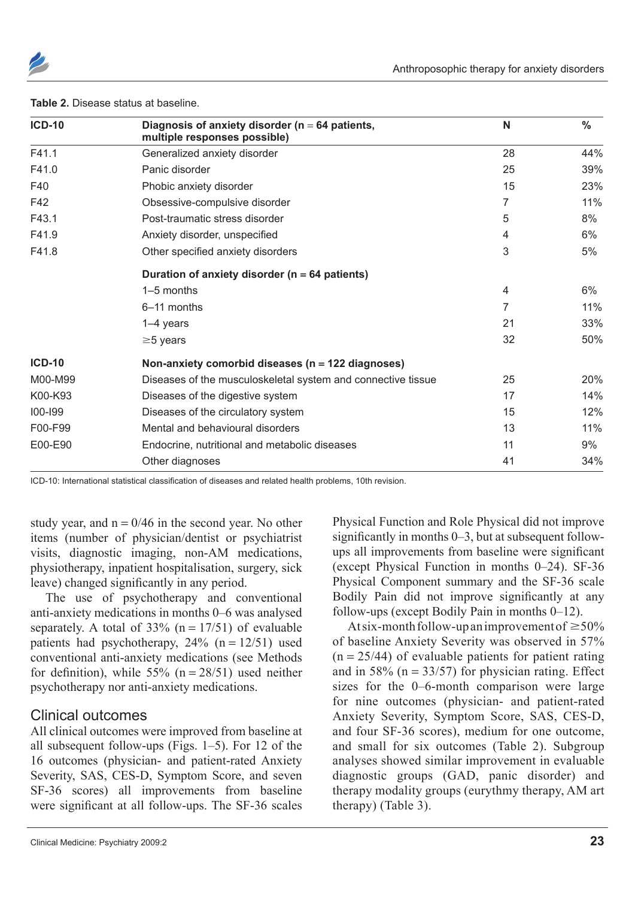**Table 2.** Disease status at baseline.

| ICD-10 | Diagnosis of anxiety disorder (n = 64 patients, multiple responses possible) | N | % |
|---|---|---|---|
| F41.1 | Generalized anxiety disorder | 28 | 44% |
| F41.0 | Panic disorder | 25 | 39% |
| F40 | Phobic anxiety disorder | 15 | 23% |
| F42 | Obsessive-compulsive disorder | 7 | 11% |
| F43.1 | Post-traumatic stress disorder | 5 | 8% |
| F41.9 | Anxiety disorder, unspecified | 4 | 6% |
| F41.8 | Other specified anxiety disorders | 3 | 5% |
| | **Duration of anxiety disorder (n = 64 patients)** | | |
| | 1–5 months | 4 | 6% |
| | 6–11 months | 7 | 11% |
| | 1–4 years | 21 | 33% |
| | ≥5 years | 32 | 50% |
| **ICD-10** | **Non-anxiety comorbid diseases (n = 122 diagnoses)** | | |
| M00-M99 | Diseases of the musculoskeletal system and connective tissue | 25 | 20% |
| K00-K93 | Diseases of the digestive system | 17 | 14% |
| I00-I99 | Diseases of the circulatory system | 15 | 12% |
| F00-F99 | Mental and behavioural disorders | 13 | 11% |
| E00-E90 | Endocrine, nutritional and metabolic diseases | 11 | 9% |
| | Other diagnoses | 41 | 34% |

ICD-10: International statistical classification of diseases and related health problems, 10th revision.

study year, and n = 0/46 in the second year. No other items (number of physician/dentist or psychiatrist visits, diagnostic imaging, non-AM medications, physiotherapy, inpatient hospitalisation, surgery, sick leave) changed significantly in any period.

The use of psychotherapy and conventional anti-anxiety medications in months 0–6 was analysed separately. A total of 33% (n = 17/51) of evaluable patients had psychotherapy, 24% (n = 12/51) used conventional anti-anxiety medications (see Methods for definition), while 55% (n = 28/51) used neither psychotherapy nor anti-anxiety medications.

## Clinical outcomes

All clinical outcomes were improved from baseline at all subsequent follow-ups (Figs. 1–5). For 12 of the 16 outcomes (physician- and patient-rated Anxiety Severity, SAS, CES-D, Symptom Score, and seven SF-36 scores) all improvements from baseline were significant at all follow-ups. The SF-36 scales Physical Function and Role Physical did not improve significantly in months 0–3, but at subsequent follow-ups all improvements from baseline were significant (except Physical Function in months 0–24). SF-36 Physical Component summary and the SF-36 scale Bodily Pain did not improve significantly at any follow-ups (except Bodily Pain in months 0–12).

At six-month follow-up an improvement of ≥50% of baseline Anxiety Severity was observed in 57% (n = 25/44) of evaluable patients for patient rating and in 58% (n = 33/57) for physician rating. Effect sizes for the 0–6-month comparison were large for nine outcomes (physician- and patient-rated Anxiety Severity, Symptom Score, SAS, CES-D, and four SF-36 scores), medium for one outcome, and small for six outcomes (Table 2). Subgroup analyses showed similar improvement in evaluable diagnostic groups (GAD, panic disorder) and therapy modality groups (eurythmy therapy, AM art therapy) (Table 3).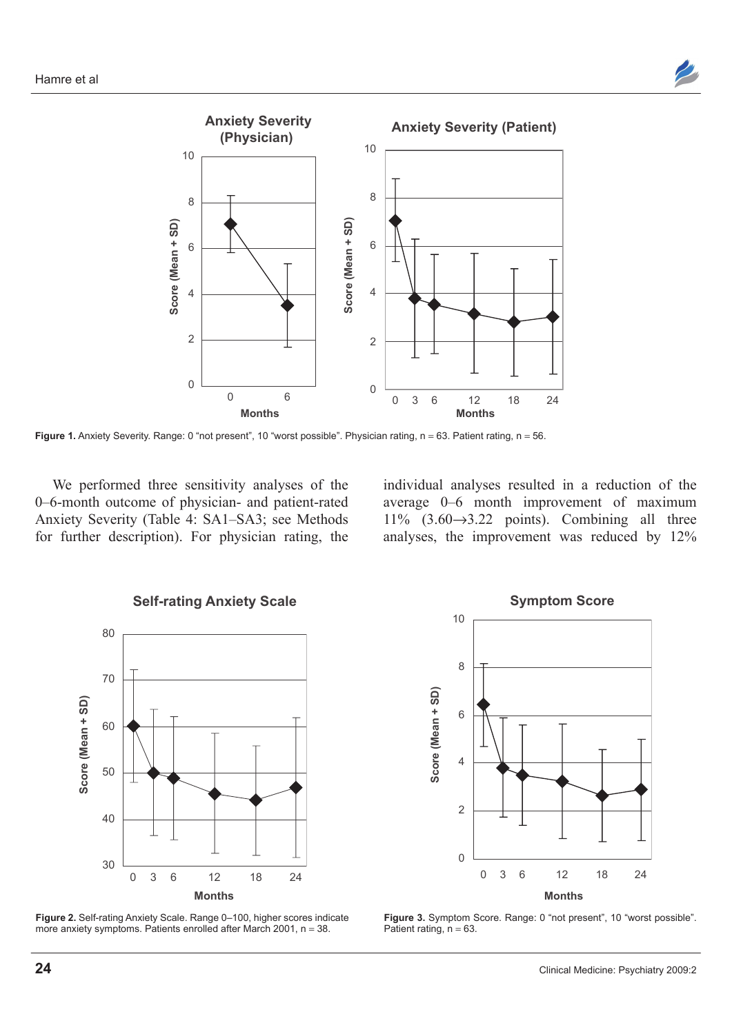**Figure 1.** Anxiety Severity. Range: 0 "not present", 10 "worst possible". Physician rating, n = 63. Patient rating, n = 56.

We performed three sensitivity analyses of the 0–6-month outcome of physician- and patient-rated Anxiety Severity (Table 4: SA1–SA3; see Methods for further description). For physician rating, the individual analyses resulted in a reduction of the average 0–6 month improvement of maximum 11% (3.60→3.22 points). Combining all three analyses, the improvement was reduced by 12%

**Figure 2.** Self-rating Anxiety Scale. Range 0–100, higher scores indicate more anxiety symptoms. Patients enrolled after March 2001, n = 38.

**Figure 3.** Symptom Score. Range: 0 "not present", 10 "worst possible". Patient rating, n = 63.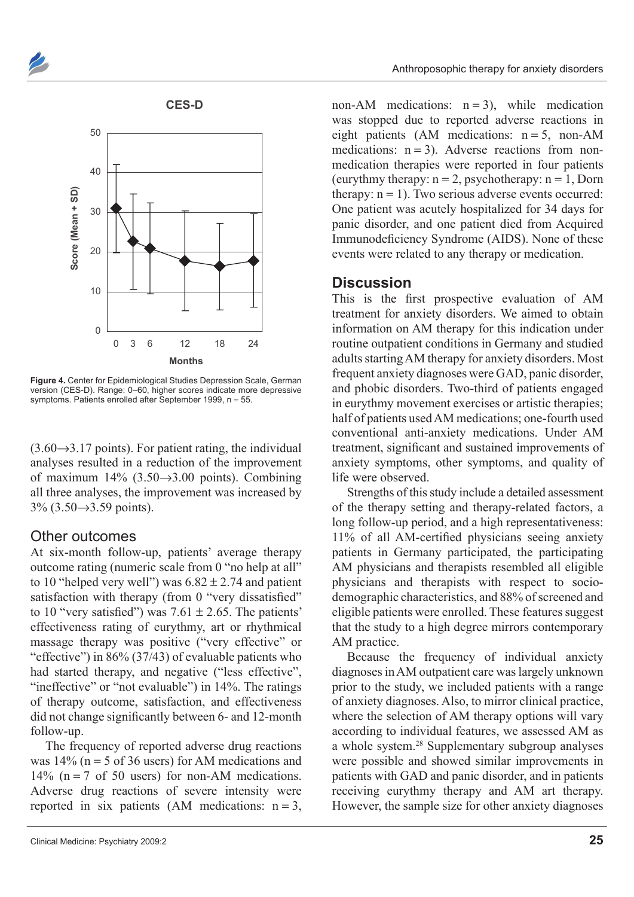**Figure 4.** Center for Epidemiological Studies Depression Scale, German version (CES-D). Range: 0–60, higher scores indicate more depressive symptoms. Patients enrolled after September 1999, n = 55.

(3.60→3.17 points). For patient rating, the individual analyses resulted in a reduction of the improvement of maximum 14% (3.50→3.00 points). Combining all three analyses, the improvement was increased by 3% (3.50→3.59 points).

## Other outcomes

At six-month follow-up, patients' average therapy outcome rating (numeric scale from 0 "no help at all" to 10 "helped very well") was 6.82 ± 2.74 and patient satisfaction with therapy (from 0 "very dissatisfied" to 10 "very satisfied") was 7.61 ± 2.65. The patients' effectiveness rating of eurythmy, art or rhythmical massage therapy was positive ("very effective" or "effective") in 86% (37/43) of evaluable patients who had started therapy, and negative ("less effective", "ineffective" or "not evaluable") in 14%. The ratings of therapy outcome, satisfaction, and effectiveness did not change significantly between 6- and 12-month follow-up.

The frequency of reported adverse drug reactions was 14% (n = 5 of 36 users) for AM medications and 14% (n = 7 of 50 users) for non-AM medications. Adverse drug reactions of severe intensity were reported in six patients (AM medications: n = 3, non-AM medications: n = 3), while medication was stopped due to reported adverse reactions in eight patients (AM medications: n = 5, non-AM medications: n = 3). Adverse reactions from non-medication therapies were reported in four patients (eurythmy therapy: n = 2, psychotherapy: n = 1, Dorn therapy: n = 1). Two serious adverse events occurred: One patient was acutely hospitalized for 34 days for panic disorder, and one patient died from Acquired Immunodeficiency Syndrome (AIDS). None of these events were related to any therapy or medication.

# Discussion

This is the first prospective evaluation of AM treatment for anxiety disorders. We aimed to obtain information on AM therapy for this indication under routine outpatient conditions in Germany and studied adults starting AM therapy for anxiety disorders. Most frequent anxiety diagnoses were GAD, panic disorder, and phobic disorders. Two-third of patients engaged in eurythmy movement exercises or artistic therapies; half of patients used AM medications; one-fourth used conventional anti-anxiety medications. Under AM treatment, significant and sustained improvements of anxiety symptoms, other symptoms, and quality of life were observed.

Strengths of this study include a detailed assessment of the therapy setting and therapy-related factors, a long follow-up period, and a high representativeness: 11% of all AM-certified physicians seeing anxiety patients in Germany participated, the participating AM physicians and therapists resembled all eligible physicians and therapists with respect to socio-demographic characteristics, and 88% of screened and eligible patients were enrolled. These features suggest that the study to a high degree mirrors contemporary AM practice.

Because the frequency of individual anxiety diagnoses in AM outpatient care was largely unknown prior to the study, we included patients with a range of anxiety diagnoses. Also, to mirror clinical practice, where the selection of AM therapy options will vary according to individual features, we assessed AM as a whole system.[28] Supplementary subgroup analyses were possible and showed similar improvements in patients with GAD and panic disorder, and in patients receiving eurythmy therapy and AM art therapy. However, the sample size for other anxiety diagnoses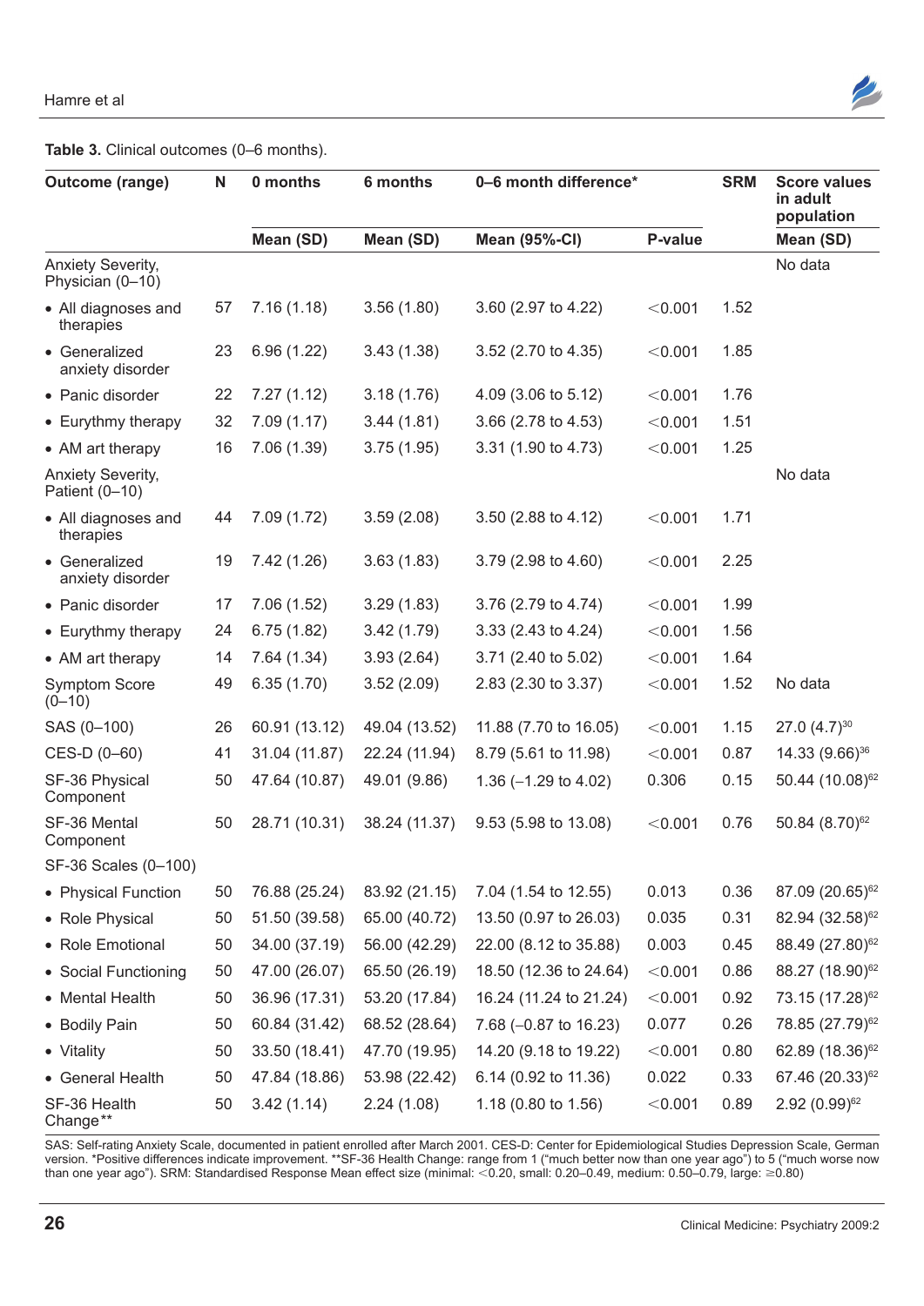**Table 3.** Clinical outcomes (0–6 months).

| Outcome (range) | N | 0 months | 6 months | 0–6 month difference* | | SRM | Score values in adult population |
|---|---|---|---|---|---|---|---|
| | | Mean (SD) | Mean (SD) | Mean (95%-CI) | P-value | | Mean (SD) |
| Anxiety Severity, Physician (0–10) | | | | | | | No data |
| • All diagnoses and therapies | 57 | 7.16 (1.18) | 3.56 (1.80) | 3.60 (2.97 to 4.22) | <0.001 | 1.52 | |
| • Generalized anxiety disorder | 23 | 6.96 (1.22) | 3.43 (1.38) | 3.52 (2.70 to 4.35) | <0.001 | 1.85 | |
| • Panic disorder | 22 | 7.27 (1.12) | 3.18 (1.76) | 4.09 (3.06 to 5.12) | <0.001 | 1.76 | |
| • Eurythmy therapy | 32 | 7.09 (1.17) | 3.44 (1.81) | 3.66 (2.78 to 4.53) | <0.001 | 1.51 | |
| • AM art therapy | 16 | 7.06 (1.39) | 3.75 (1.95) | 3.31 (1.90 to 4.73) | <0.001 | 1.25 | |
| Anxiety Severity, Patient (0–10) | | | | | | | No data |
| • All diagnoses and therapies | 44 | 7.09 (1.72) | 3.59 (2.08) | 3.50 (2.88 to 4.12) | <0.001 | 1.71 | |
| • Generalized anxiety disorder | 19 | 7.42 (1.26) | 3.63 (1.83) | 3.79 (2.98 to 4.60) | <0.001 | 2.25 | |
| • Panic disorder | 17 | 7.06 (1.52) | 3.29 (1.83) | 3.76 (2.79 to 4.74) | <0.001 | 1.99 | |
| • Eurythmy therapy | 24 | 6.75 (1.82) | 3.42 (1.79) | 3.33 (2.43 to 4.24) | <0.001 | 1.56 | |
| • AM art therapy | 14 | 7.64 (1.34) | 3.93 (2.64) | 3.71 (2.40 to 5.02) | <0.001 | 1.64 | |
| Symptom Score (0–10) | 49 | 6.35 (1.70) | 3.52 (2.09) | 2.83 (2.30 to 3.37) | <0.001 | 1.52 | No data |
| SAS (0–100) | 26 | 60.91 (13.12) | 49.04 (13.52) | 11.88 (7.70 to 16.05) | <0.001 | 1.15 | 27.0 (4.7)[30] |
| CES-D (0–60) | 41 | 31.04 (11.87) | 22.24 (11.94) | 8.79 (5.61 to 11.98) | <0.001 | 0.87 | 14.33 (9.66)[36] |
| SF-36 Physical Component | 50 | 47.64 (10.87) | 49.01 (9.86) | 1.36 (−1.29 to 4.02) | 0.306 | 0.15 | 50.44 (10.08)[62] |
| SF-36 Mental Component | 50 | 28.71 (10.31) | 38.24 (11.37) | 9.53 (5.98 to 13.08) | <0.001 | 0.76 | 50.84 (8.70)[62] |
| SF-36 Scales (0–100) | | | | | | | |
| • Physical Function | 50 | 76.88 (25.24) | 83.92 (21.15) | 7.04 (1.54 to 12.55) | 0.013 | 0.36 | 87.09 (20.65)[62] |
| • Role Physical | 50 | 51.50 (39.58) | 65.00 (40.72) | 13.50 (0.97 to 26.03) | 0.035 | 0.31 | 82.94 (32.58)[62] |
| • Role Emotional | 50 | 34.00 (37.19) | 56.00 (42.29) | 22.00 (8.12 to 35.88) | 0.003 | 0.45 | 88.49 (27.80)[62] |
| • Social Functioning | 50 | 47.00 (26.07) | 65.50 (26.19) | 18.50 (12.36 to 24.64) | <0.001 | 0.86 | 88.27 (18.90)[62] |
| • Mental Health | 50 | 36.96 (17.31) | 53.20 (17.84) | 16.24 (11.24 to 21.24) | <0.001 | 0.92 | 73.15 (17.28)[62] |
| • Bodily Pain | 50 | 60.84 (31.42) | 68.52 (28.64) | 7.68 (−0.87 to 16.23) | 0.077 | 0.26 | 78.85 (27.79)[62] |
| • Vitality | 50 | 33.50 (18.41) | 47.70 (19.95) | 14.20 (9.18 to 19.22) | <0.001 | 0.80 | 62.89 (18.36)[62] |
| • General Health | 50 | 47.84 (18.86) | 53.98 (22.42) | 6.14 (0.92 to 11.36) | 0.022 | 0.33 | 67.46 (20.33)[62] |
| SF-36 Health Change** | 50 | 3.42 (1.14) | 2.24 (1.08) | 1.18 (0.80 to 1.56) | <0.001 | 0.89 | 2.92 (0.99)[62] |

SAS: Self-rating Anxiety Scale, documented in patient enrolled after March 2001. CES-D: Center for Epidemiological Studies Depression Scale, German version. *Positive differences indicate improvement. **SF-36 Health Change: range from 1 ("much better now than one year ago") to 5 ("much worse now than one year ago"). SRM: Standardised Response Mean effect size (minimal: <0.20, small: 0.20–0.49, medium: 0.50–0.79, large: ≥0.80)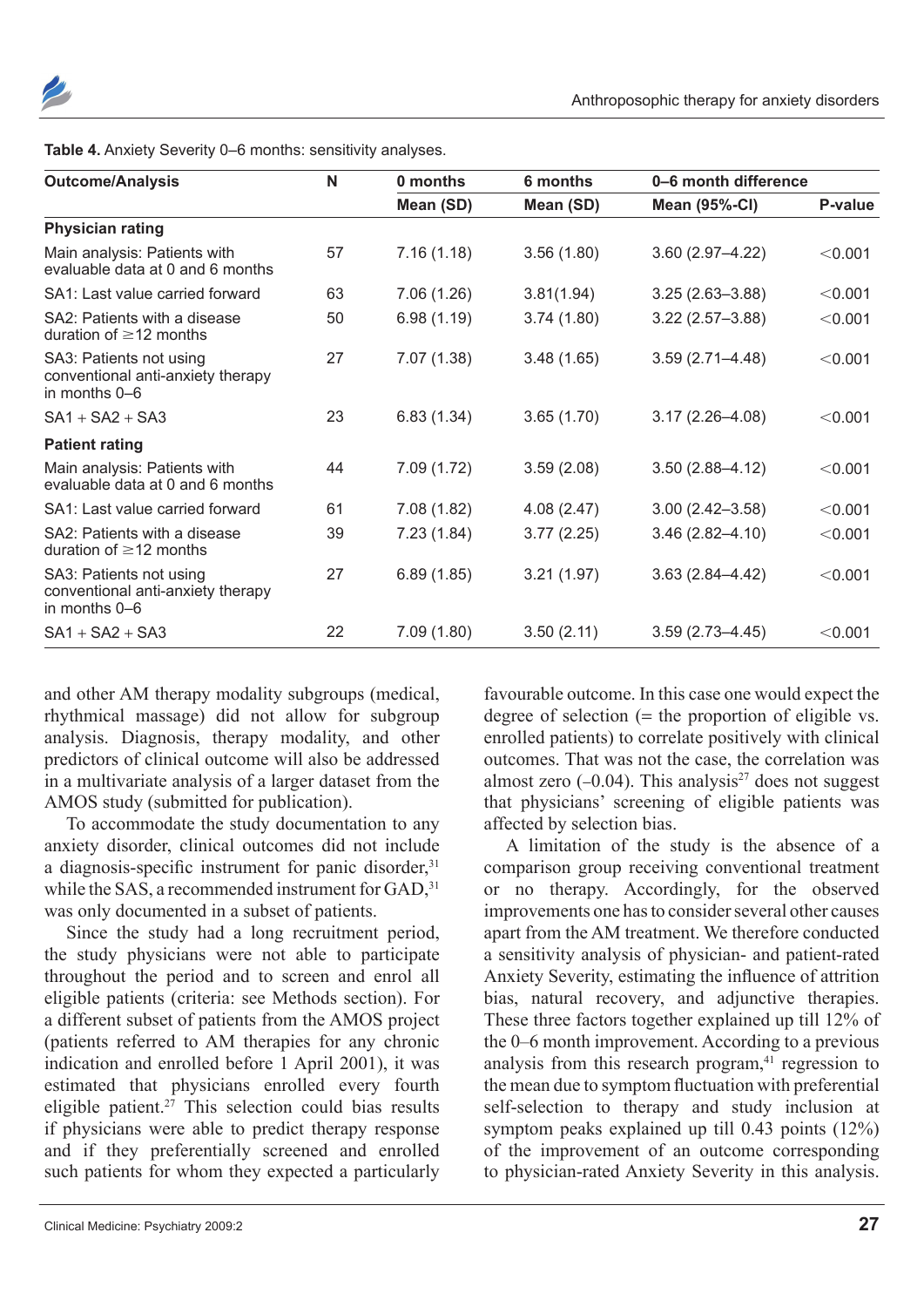**Table 4.** Anxiety Severity 0–6 months: sensitivity analyses.

| Outcome/Analysis | N | 0 months | 6 months | 0–6 month difference | |
|---|---|---|---|---|---|
| | | Mean (SD) | Mean (SD) | Mean (95%-CI) | P-value |
| **Physician rating** | | | | | |
| Main analysis: Patients with evaluable data at 0 and 6 months | 57 | 7.16 (1.18) | 3.56 (1.80) | 3.60 (2.97–4.22) | <0.001 |
| SA1: Last value carried forward | 63 | 7.06 (1.26) | 3.81(1.94) | 3.25 (2.63–3.88) | <0.001 |
| SA2: Patients with a disease duration of ≥12 months | 50 | 6.98 (1.19) | 3.74 (1.80) | 3.22 (2.57–3.88) | <0.001 |
| SA3: Patients not using conventional anti-anxiety therapy in months 0–6 | 27 | 7.07 (1.38) | 3.48 (1.65) | 3.59 (2.71–4.48) | <0.001 |
| SA1 + SA2 + SA3 | 23 | 6.83 (1.34) | 3.65 (1.70) | 3.17 (2.26–4.08) | <0.001 |
| **Patient rating** | | | | | |
| Main analysis: Patients with evaluable data at 0 and 6 months | 44 | 7.09 (1.72) | 3.59 (2.08) | 3.50 (2.88–4.12) | <0.001 |
| SA1: Last value carried forward | 61 | 7.08 (1.82) | 4.08 (2.47) | 3.00 (2.42–3.58) | <0.001 |
| SA2: Patients with a disease duration of ≥12 months | 39 | 7.23 (1.84) | 3.77 (2.25) | 3.46 (2.82–4.10) | <0.001 |
| SA3: Patients not using conventional anti-anxiety therapy in months 0–6 | 27 | 6.89 (1.85) | 3.21 (1.97) | 3.63 (2.84–4.42) | <0.001 |
| SA1 + SA2 + SA3 | 22 | 7.09 (1.80) | 3.50 (2.11) | 3.59 (2.73–4.45) | <0.001 |

and other AM therapy modality subgroups (medical, rhythmical massage) did not allow for subgroup analysis. Diagnosis, therapy modality, and other predictors of clinical outcome will also be addressed in a multivariate analysis of a larger dataset from the AMOS study (submitted for publication).

To accommodate the study documentation to any anxiety disorder, clinical outcomes did not include a diagnosis-specific instrument for panic disorder,[31] while the SAS, a recommended instrument for GAD,[31] was only documented in a subset of patients.

Since the study had a long recruitment period, the study physicians were not able to participate throughout the period and to screen and enrol all eligible patients (criteria: see Methods section). For a different subset of patients from the AMOS project (patients referred to AM therapies for any chronic indication and enrolled before 1 April 2001), it was estimated that physicians enrolled every fourth eligible patient.[27] This selection could bias results if physicians were able to predict therapy response and if they preferentially screened and enrolled such patients for whom they expected a particularly favourable outcome. In this case one would expect the degree of selection (= the proportion of eligible vs. enrolled patients) to correlate positively with clinical outcomes. That was not the case, the correlation was almost zero (–0.04). This analysis[27] does not suggest that physicians' screening of eligible patients was affected by selection bias.

A limitation of the study is the absence of a comparison group receiving conventional treatment or no therapy. Accordingly, for the observed improvements one has to consider several other causes apart from the AM treatment. We therefore conducted a sensitivity analysis of physician- and patient-rated Anxiety Severity, estimating the influence of attrition bias, natural recovery, and adjunctive therapies. These three factors together explained up till 12% of the 0–6 month improvement. According to a previous analysis from this research program,[41] regression to the mean due to symptom fluctuation with preferential self-selection to therapy and study inclusion at symptom peaks explained up till 0.43 points (12%) of the improvement of an outcome corresponding to physician-rated Anxiety Severity in this analysis.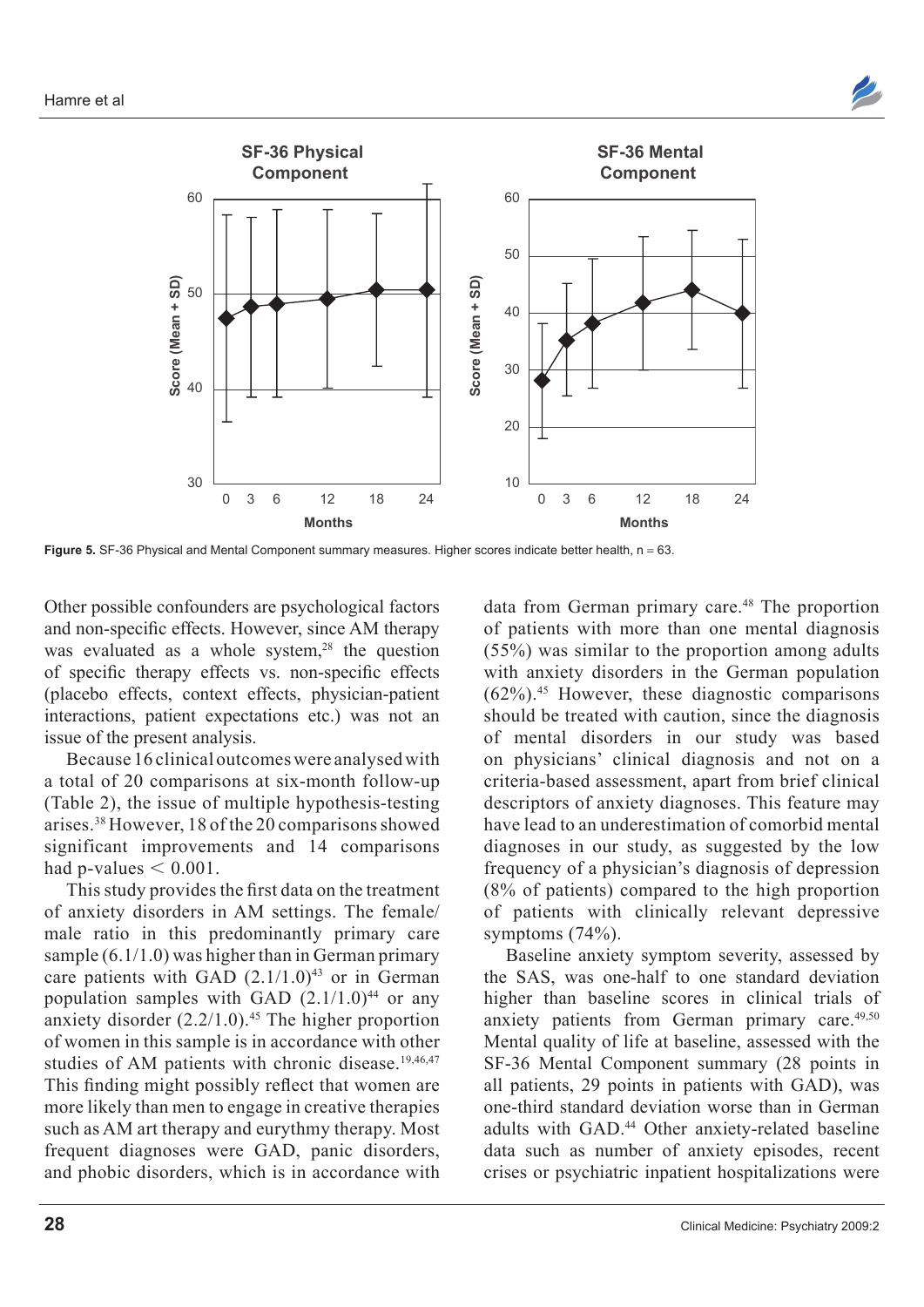Figure 5. SF-36 Physical and Mental Component summary measures. Higher scores indicate better health, n = 63.

Other possible confounders are psychological factors and non-specific effects. However, since AM therapy was evaluated as a whole system,[28] the question of specific therapy effects vs. non-specific effects (placebo effects, context effects, physician-patient interactions, patient expectations etc.) was not an issue of the present analysis.

Because 16 clinical outcomes were analysed with a total of 20 comparisons at six-month follow-up (Table 2), the issue of multiple hypothesis-testing arises.[38] However, 18 of the 20 comparisons showed significant improvements and 14 comparisons had p-values $< 0.001$.

This study provides the first data on the treatment of anxiety disorders in AM settings. The female/male ratio in this predominantly primary care sample (6.1/1.0) was higher than in German primary care patients with GAD (2.1/1.0)[43] or in German population samples with GAD (2.1/1.0)[44] or any anxiety disorder (2.2/1.0).[45] The higher proportion of women in this sample is in accordance with other studies of AM patients with chronic disease.[19,46,47] This finding might possibly reflect that women are more likely than men to engage in creative therapies such as AM art therapy and eurythmy therapy. Most frequent diagnoses were GAD, panic disorders, and phobic disorders, which is in accordance with data from German primary care.[48] The proportion of patients with more than one mental diagnosis (55%) was similar to the proportion among adults with anxiety disorders in the German population (62%).[45] However, these diagnostic comparisons should be treated with caution, since the diagnosis of mental disorders in our study was based on physicians' clinical diagnosis and not on a criteria-based assessment, apart from brief clinical descriptors of anxiety diagnoses. This feature may have lead to an underestimation of comorbid mental diagnoses in our study, as suggested by the low frequency of a physician's diagnosis of depression (8% of patients) compared to the high proportion of patients with clinically relevant depressive symptoms (74%).

Baseline anxiety symptom severity, assessed by the SAS, was one-half to one standard deviation higher than baseline scores in clinical trials of anxiety patients from German primary care.[49,50] Mental quality of life at baseline, assessed with the SF-36 Mental Component summary (28 points in all patients, 29 points in patients with GAD), was one-third standard deviation worse than in German adults with GAD.[44] Other anxiety-related baseline data such as number of anxiety episodes, recent crises or psychiatric inpatient hospitalizations were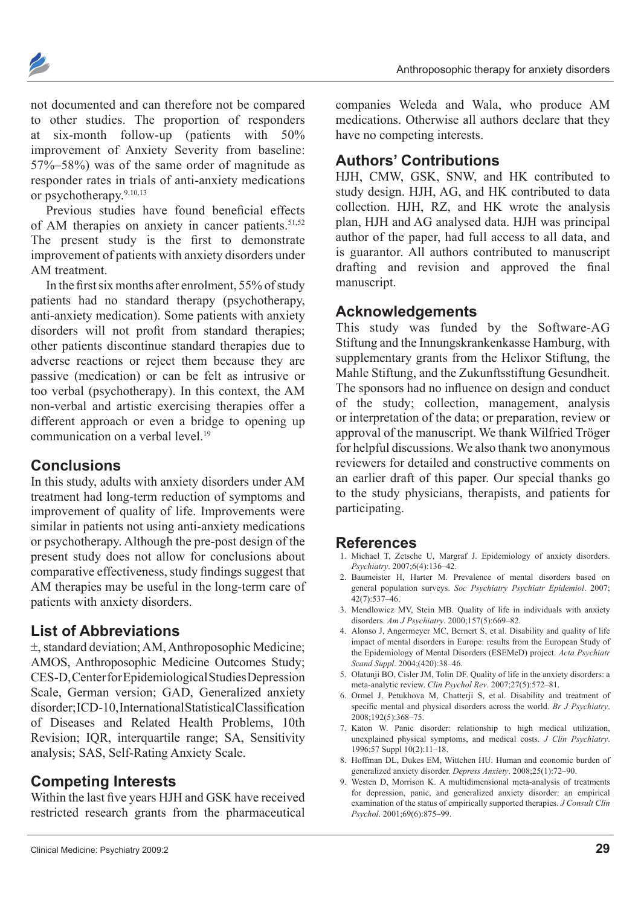not documented and can therefore not be compared to other studies. The proportion of responders at six-month follow-up (patients with 50% improvement of Anxiety Severity from baseline: 57%–58%) was of the same order of magnitude as responder rates in trials of anti-anxiety medications or psychotherapy.[9,10,13]

Previous studies have found beneficial effects of AM therapies on anxiety in cancer patients.[51,52] The present study is the first to demonstrate improvement of patients with anxiety disorders under AM treatment.

In the first six months after enrolment, 55% of study patients had no standard therapy (psychotherapy, anti-anxiety medication). Some patients with anxiety disorders will not profit from standard therapies; other patients discontinue standard therapies due to adverse reactions or reject them because they are passive (medication) or can be felt as intrusive or too verbal (psychotherapy). In this context, the AM non-verbal and artistic exercising therapies offer a different approach or even a bridge to opening up communication on a verbal level.[19]

## Conclusions

In this study, adults with anxiety disorders under AM treatment had long-term reduction of symptoms and improvement of quality of life. Improvements were similar in patients not using anti-anxiety medications or psychotherapy. Although the pre-post design of the present study does not allow for conclusions about comparative effectiveness, study findings suggest that AM therapies may be useful in the long-term care of patients with anxiety disorders.

## List of Abbreviations

±, standard deviation; AM, Anthroposophic Medicine; AMOS, Anthroposophic Medicine Outcomes Study; CES-D, Center for Epidemiological Studies Depression Scale, German version; GAD, Generalized anxiety disorder; ICD-10, International Statistical Classification of Diseases and Related Health Problems, 10th Revision; IQR, interquartile range; SA, Sensitivity analysis; SAS, Self-Rating Anxiety Scale.

## Competing Interests

Within the last five years HJH and GSK have received restricted research grants from the pharmaceutical companies Weleda and Wala, who produce AM medications. Otherwise all authors declare that they have no competing interests.

## Authors' Contributions

HJH, CMW, GSK, SNW, and HK contributed to study design. HJH, AG, and HK contributed to data collection. HJH, RZ, and HK wrote the analysis plan, HJH and AG analysed data. HJH was principal author of the paper, had full access to all data, and is guarantor. All authors contributed to manuscript drafting and revision and approved the final manuscript.

## Acknowledgements

This study was funded by the Software-AG Stiftung and the Innungskrankenkasse Hamburg, with supplementary grants from the Helixor Stiftung, the Mahle Stiftung, and the Zukunftsstiftung Gesundheit. The sponsors had no influence on design and conduct of the study; collection, management, analysis or interpretation of the data; or preparation, review or approval of the manuscript. We thank Wilfried Tröger for helpful discussions. We also thank two anonymous reviewers for detailed and constructive comments on an earlier draft of this paper. Our special thanks go to the study physicians, therapists, and patients for participating.

## References

1. Michael T, Zetsche U, Margraf J. Epidemiology of anxiety disorders. *Psychiatry*. 2007;6(4):136–42.
2. Baumeister H, Harter M. Prevalence of mental disorders based on general population surveys. *Soc Psychiatry Psychiatr Epidemiol*. 2007; 42(7):537–46.
3. Mendlowicz MV, Stein MB. Quality of life in individuals with anxiety disorders. *Am J Psychiatry*. 2000;157(5):669–82.
4. Alonso J, Angermeyer MC, Bernert S, et al. Disability and quality of life impact of mental disorders in Europe: results from the European Study of the Epidemiology of Mental Disorders (ESEMeD) project. *Acta Psychiatr Scand Suppl*. 2004;(420):38–46.
5. Olatunji BO, Cisler JM, Tolin DF. Quality of life in the anxiety disorders: a meta-analytic review. *Clin Psychol Rev*. 2007;27(5):572–81.
6. Ormel J, Petukhova M, Chatterji S, et al. Disability and treatment of specific mental and physical disorders across the world. *Br J Psychiatry*. 2008;192(5):368–75.
7. Katon W. Panic disorder: relationship to high medical utilization, unexplained physical symptoms, and medical costs. *J Clin Psychiatry*. 1996;57 Suppl 10(2):11–18.
8. Hoffman DL, Dukes EM, Wittchen HU. Human and economic burden of generalized anxiety disorder. *Depress Anxiety*. 2008;25(1):72–90.
9. Westen D, Morrison K. A multidimensional meta-analysis of treatments for depression, panic, and generalized anxiety disorder: an empirical examination of the status of empirically supported therapies. *J Consult Clin Psychol*. 2001;69(6):875–99.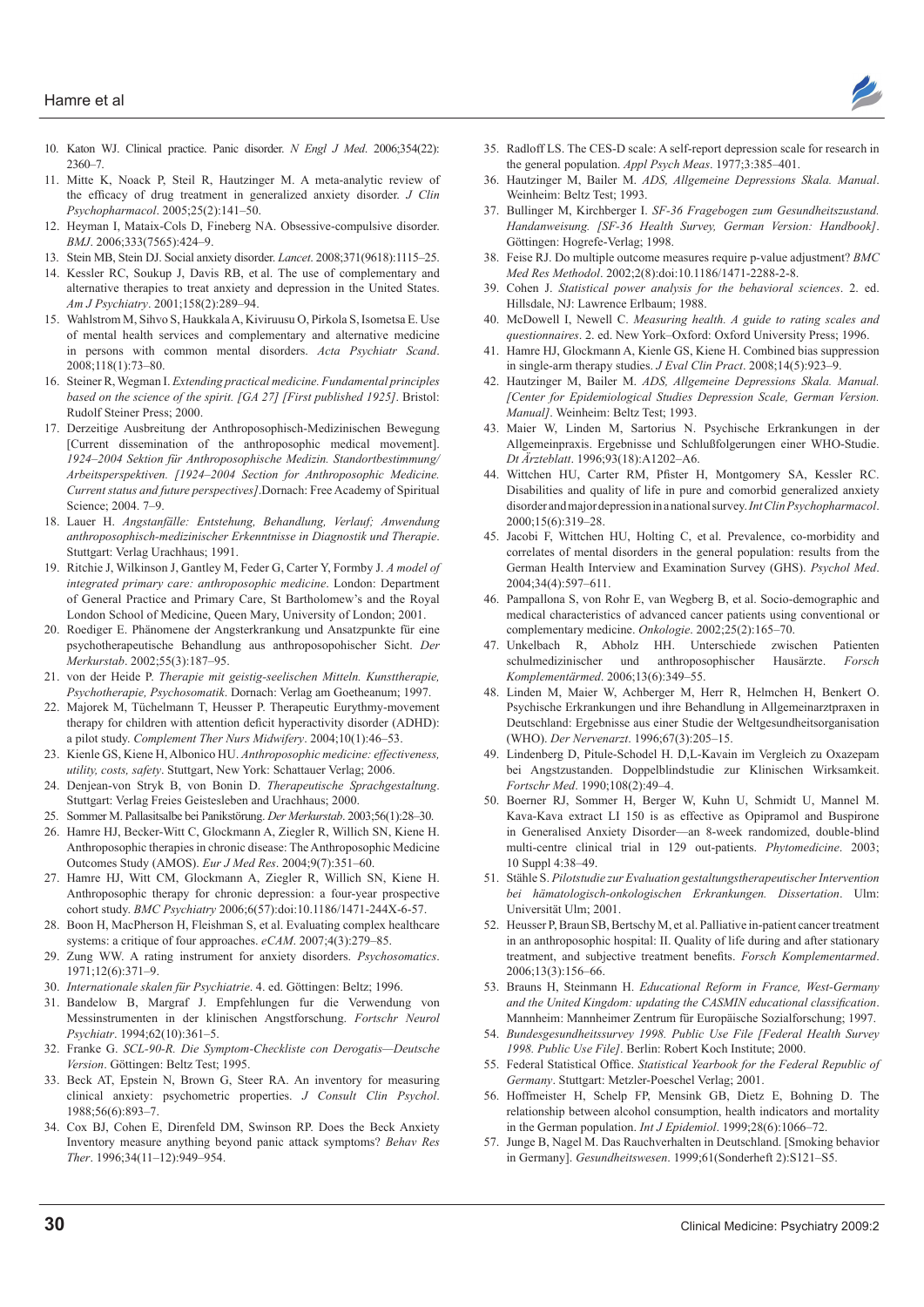10. Katon WJ. Clinical practice. Panic disorder. *N Engl J Med*. 2006;354(22): 2360–7.
11. Mitte K, Noack P, Steil R, Hautzinger M. A meta-analytic review of the efficacy of drug treatment in generalized anxiety disorder. *J Clin Psychopharmacol*. 2005;25(2):141–50.
12. Heyman I, Mataix-Cols D, Fineberg NA. Obsessive-compulsive disorder. *BMJ*. 2006;333(7565):424–9.
13. Stein MB, Stein DJ. Social anxiety disorder. *Lancet*. 2008;371(9618):1115–25.
14. Kessler RC, Soukup J, Davis RB, et al. The use of complementary and alternative therapies to treat anxiety and depression in the United States. *Am J Psychiatry*. 2001;158(2):289–94.
15. Wahlstrom M, Sihvo S, Haukkala A, Kiviruusu O, Pirkola S, Isometsa E. Use of mental health services and complementary and alternative medicine in persons with common mental disorders. *Acta Psychiatr Scand*. 2008;118(1):73–80.
16. Steiner R, Wegman I. *Extending practical medicine. Fundamental principles based on the science of the spirit. [GA 27] [First published 1925]*. Bristol: Rudolf Steiner Press; 2000.
17. Derzeitige Ausbreitung der Anthroposophisch-Medizinischen Bewegung [Current dissemination of the anthroposophic medical movement]. *1924–2004 Sektion für Anthroposophische Medizin. Standortbestimmung/ Arbeitsperspektiven. [1924–2004 Section for Anthroposophic Medicine. Current status and future perspectives]*.Dornach: Free Academy of Spiritual Science; 2004. 7–9.
18. Lauer H. *Angstanfälle: Entstehung, Behandlung, Verlauf; Anwendung anthroposophisch-medizinischer Erkenntnisse in Diagnostik und Therapie*. Stuttgart: Verlag Urachhaus; 1991.
19. Ritchie J, Wilkinson J, Gantley M, Feder G, Carter Y, Formby J. *A model of integrated primary care: anthroposophic medicine*. London: Department of General Practice and Primary Care, St Bartholomew's and the Royal London School of Medicine, Queen Mary, University of London; 2001.
20. Roediger E. Phänomene der Angsterkrankung und Ansatzpunkte für eine psychotherapeutische Behandlung aus anthroposopohischer Sicht. *Der Merkurstab*. 2002;55(3):187–95.
21. von der Heide P. *Therapie mit geistig-seelischen Mitteln. Kunsttherapie, Psychotherapie, Psychosomatik*. Dornach: Verlag am Goetheanum; 1997.
22. Majorek M, Tüchelmann T, Heusser P. Therapeutic Eurythmy-movement therapy for children with attention deficit hyperactivity disorder (ADHD): a pilot study. *Complement Ther Nurs Midwifery*. 2004;10(1):46–53.
23. Kienle GS, Kiene H, Albonico HU. *Anthroposophic medicine: effectiveness, utility, costs, safety*. Stuttgart, New York: Schattauer Verlag; 2006.
24. Denjean-von Stryk B, von Bonin D. *Therapeutische Sprachgestaltung*. Stuttgart: Verlag Freies Geistesleben und Urachhaus; 2000.
25. Sommer M. Pallasitsalbe bei Panikstörung. *Der Merkurstab*. 2003;56(1):28–30.
26. Hamre HJ, Becker-Witt C, Glockmann A, Ziegler R, Willich SN, Kiene H. Anthroposophic therapies in chronic disease: The Anthroposophic Medicine Outcomes Study (AMOS). *Eur J Med Res*. 2004;9(7):351–60.
27. Hamre HJ, Witt CM, Glockmann A, Ziegler R, Willich SN, Kiene H. Anthroposophic therapy for chronic depression: a four-year prospective cohort study. *BMC Psychiatry* 2006;6(57):doi:10.1186/1471-244X-6-57.
28. Boon H, MacPherson H, Fleishman S, et al. Evaluating complex healthcare systems: a critique of four approaches. *eCAM*. 2007;4(3):279–85.
29. Zung WW. A rating instrument for anxiety disorders. *Psychosomatics*. 1971;12(6):371–9.
30. *Internationale skalen für Psychiatrie*. 4. ed. Göttingen: Beltz; 1996.
31. Bandelow B, Margraf J. Empfehlungen fur die Verwendung von Messinstrumenten in der klinischen Angstforschung. *Fortschr Neurol Psychiatr*. 1994;62(10):361–5.
32. Franke G. *SCL-90-R. Die Symptom-Checkliste con Derogatis—Deutsche Version*. Göttingen: Beltz Test; 1995.
33. Beck AT, Epstein N, Brown G, Steer RA. An inventory for measuring clinical anxiety: psychometric properties. *J Consult Clin Psychol*. 1988;56(6):893–7.
34. Cox BJ, Cohen E, Direnfeld DM, Swinson RP. Does the Beck Anxiety Inventory measure anything beyond panic attack symptoms? *Behav Res Ther*. 1996;34(11–12):949–954.
35. Radloff LS. The CES-D scale: A self-report depression scale for research in the general population. *Appl Psych Meas*. 1977;3:385–401.
36. Hautzinger M, Bailer M. *ADS, Allgemeine Depressions Skala. Manual*. Weinheim: Beltz Test; 1993.
37. Bullinger M, Kirchberger I. *SF-36 Fragebogen zum Gesundheitszustand. Handanweisung. [SF-36 Health Survey, German Version: Handbook]*. Göttingen: Hogrefe-Verlag; 1998.
38. Feise RJ. Do multiple outcome measures require p-value adjustment? *BMC Med Res Methodol*. 2002;2(8):doi:10.1186/1471-2288-2-8.
39. Cohen J. *Statistical power analysis for the behavioral sciences*. 2. ed. Hillsdale, NJ: Lawrence Erlbaum; 1988.
40. McDowell I, Newell C. *Measuring health. A guide to rating scales and questionnaires*. 2. ed. New York–Oxford: Oxford University Press; 1996.
41. Hamre HJ, Glockmann A, Kienle GS, Kiene H. Combined bias suppression in single-arm therapy studies. *J Eval Clin Pract*. 2008;14(5):923–9.
42. Hautzinger M, Bailer M. *ADS, Allgemeine Depressions Skala. Manual. [Center for Epidemiological Studies Depression Scale, German Version. Manual]*. Weinheim: Beltz Test; 1993.
43. Maier W, Linden M, Sartorius N. Psychische Erkrankungen in der Allgemeinpraxis. Ergebnisse und Schlußfolgerungen einer WHO-Studie. *Dt Ärzteblatt*. 1996;93(18):A1202–A6.
44. Wittchen HU, Carter RM, Pfister H, Montgomery SA, Kessler RC. Disabilities and quality of life in pure and comorbid generalized anxiety disorder and major depression in a national survey. *Int Clin Psychopharmacol*. 2000;15(6):319–28.
45. Jacobi F, Wittchen HU, Holting C, et al. Prevalence, co-morbidity and correlates of mental disorders in the general population: results from the German Health Interview and Examination Survey (GHS). *Psychol Med*. 2004;34(4):597–611.
46. Pampallona S, von Rohr E, van Wegberg B, et al. Socio-demographic and medical characteristics of advanced cancer patients using conventional or complementary medicine. *Onkologie*. 2002;25(2):165–70.
47. Unkelbach R, Abholz HH. Unterschiede zwischen Patienten schulmedizinischer und anthroposophischer Hausärzte. *Forsch Komplementärmed*. 2006;13(6):349–55.
48. Linden M, Maier W, Achberger M, Herr R, Helmchen H, Benkert O. Psychische Erkrankungen und ihre Behandlung in Allgemeinarztpraxen in Deutschland: Ergebnisse aus einer Studie der Weltgesundheitsorganisation (WHO). *Der Nervenarzt*. 1996;67(3):205–15.
49. Lindenberg D, Pitule-Schodel H. D,L-Kavain im Vergleich zu Oxazepam bei Angstzustanden. Doppelblindstudie zur Klinischen Wirksamkeit. *Fortschr Med*. 1990;108(2):49–4.
50. Boerner RJ, Sommer H, Berger W, Kuhn U, Schmidt U, Mannel M. Kava-Kava extract LI 150 is as effective as Opipramol and Buspirone in Generalised Anxiety Disorder—an 8-week randomized, double-blind multi-centre clinical trial in 129 out-patients. *Phytomedicine*. 2003; 10 Suppl 4:38–49.
51. Stähle S. *Pilotstudie zur Evaluation gestaltungstherapeutischer Intervention bei hämatologisch-onkologischen Erkrankungen. Dissertation*. Ulm: Universität Ulm; 2001.
52. Heusser P, Braun SB, Bertschy M, et al. Palliative in-patient cancer treatment in an anthroposophic hospital: II. Quality of life during and after stationary treatment, and subjective treatment benefits. *Forsch Komplementarmed*. 2006;13(3):156–66.
53. Brauns H, Steinmann H. *Educational Reform in France, West-Germany and the United Kingdom: updating the CASMIN educational classification*. Mannheim: Mannheimer Zentrum für Europäische Sozialforschung; 1997.
54. *Bundesgesundheitssurvey 1998. Public Use File [Federal Health Survey 1998. Public Use File]*. Berlin: Robert Koch Institute; 2000.
55. Federal Statistical Office. *Statistical Yearbook for the Federal Republic of Germany*. Stuttgart: Metzler-Poeschel Verlag; 2001.
56. Hoffmeister H, Schelp FP, Mensink GB, Dietz E, Bohning D. The relationship between alcohol consumption, health indicators and mortality in the German population. *Int J Epidemiol*. 1999;28(6):1066–72.
57. Junge B, Nagel M. Das Rauchverhalten in Deutschland. [Smoking behavior in Germany]. *Gesundheitswesen*. 1999;61(Sonderheft 2):S121–S5.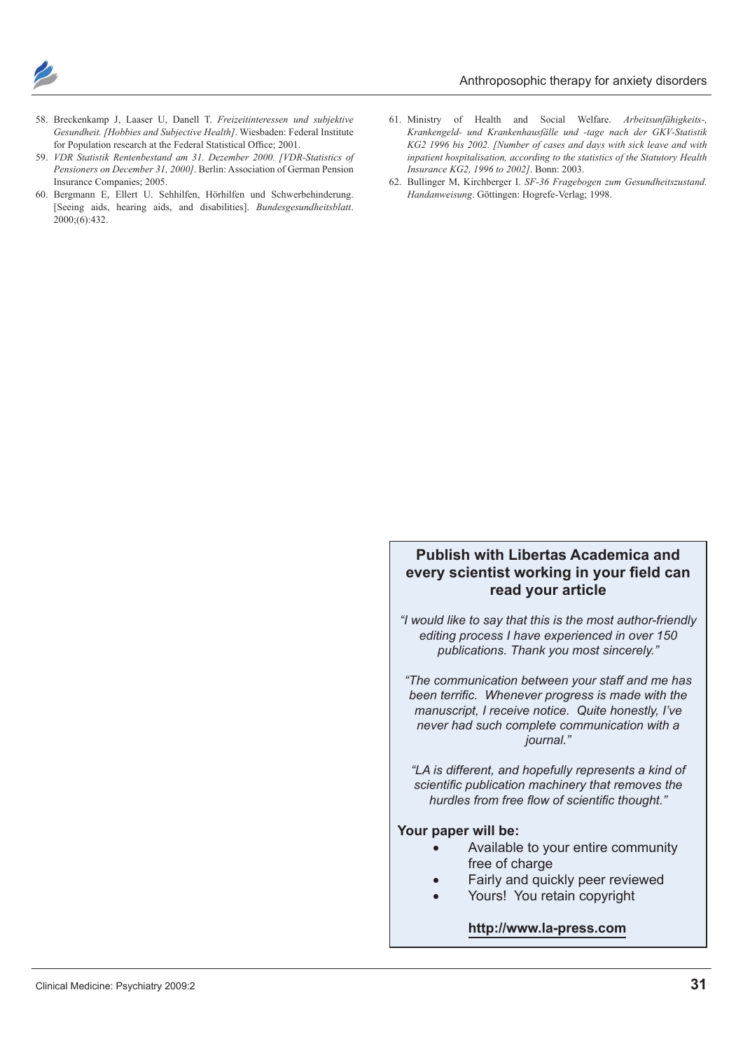58. Breckenkamp J, Laaser U, Danell T. *Freizeitinteressen und subjektive Gesundheit. [Hobbies and Subjective Health]*. Wiesbaden: Federal Institute for Population research at the Federal Statistical Office; 2001.
59. *VDR Statistik Rentenbestand am 31. Dezember 2000. [VDR-Statistics of Pensioners on December 31, 2000]*. Berlin: Association of German Pension Insurance Companies; 2005.
60. Bergmann E, Ellert U. Sehhilfen, Hörhilfen und Schwerbehinderung. [Seeing aids, hearing aids, and disabilities]. *Bundesgesundheitsblatt*. 2000;(6):432.
61. Ministry of Health and Social Welfare. *Arbeitsunfähigkeits-, Krankengeld- und Krankenhausfälle und -tage nach der GKV-Statistik KG2 1996 bis 2002. [Number of cases and days with sick leave and with inpatient hospitalisation, according to the statistics of the Statutory Health Insurance KG2, 1996 to 2002]*. Bonn: 2003.
62. Bullinger M, Kirchberger I. *SF-36 Fragebogen zum Gesundheitszustand. Handanweisung*. Göttingen: Hogrefe-Verlag; 1998.

**Publish with Libertas Academica and every scientist working in your field can read your article**

*"I would like to say that this is the most author-friendly editing process I have experienced in over 150 publications. Thank you most sincerely."*

*"The communication between your staff and me has been terrific. Whenever progress is made with the manuscript, I receive notice. Quite honestly, I've never had such complete communication with a journal."*

*"LA is different, and hopefully represents a kind of scientific publication machinery that removes the hurdles from free flow of scientific thought."*

**Your paper will be:**

- Available to your entire community free of charge
- Fairly and quickly peer reviewed
- Yours! You retain copyright

**http://www.la-press.com**